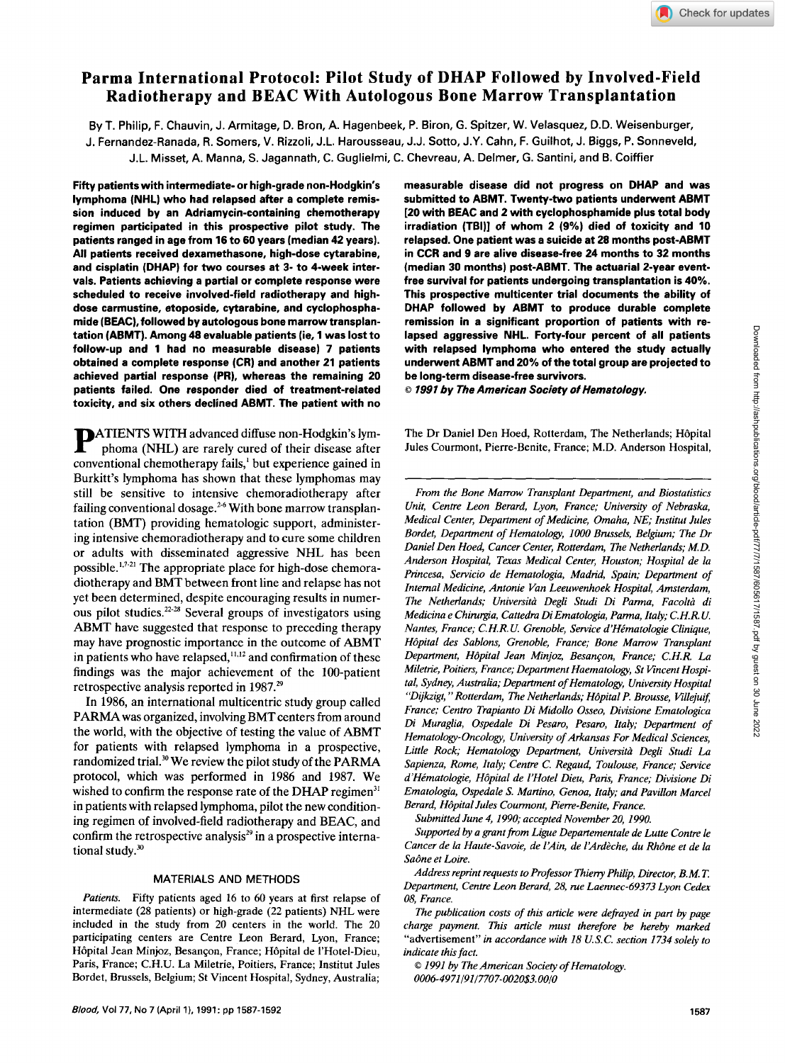# Parma International Protocol: Pilot Study of DHAP Followed by Involved-Field Radiotherapy and BEAC With Autologous Bone Marrow Transplantation

By T. Philip, F. Chauvin, J. Armitage, D. Bron, A. Hagenbeek, P. Biron, G. Spitzer, W. Velasquez, D.D. Weisenburger, J. Fernandez-Ranada, R. Somers, V. Rizzoli, J.L. Harousseau, J.J. Sotto, J.Y. Cahn, F. Guilhot, J. Biggs, P. Sonneveld, J.L. Misset, A. Manna, S. Jagannath, C. Guglielmi, C. Chevreau, A. Delmer, G. Santini, and B. Coiffier

**Fifty patients with intermediate- or high-grade non-Hodgkin's lymphoma (NHL) who had relapsed after a complete remission induced by an Adriamycin-containing chemotherapy regimen participated in this prospective pilot study. The patients ranged in age from 16 to 60 years (median 42 years). All patients received dexamethasone, high-dose cytarabine, and cisplatin (DHAP) for two courses at 3- to 4-week intervals. Patients achieving a partial or complete response were scheduled to receive involved-field radiotherapy and high-dose carmustine, etoposide, cytarabine, and cyclophosphamide (BEAC), followed by autologous bone marrow transplantation (ABMT). Among 48 evaluable patients (ie, 1 was lost to follow-up and 1 had no measurable disease) 7 patients obtained a complete response (CR) and another 21 patients achieved partial response (PR), whereas the remaining 20 patients failed. One responder died of treatment-related toxicity, and six others declined ABMT. The patient with no measurable disease did not progress on DHAP and was submitted to ABMT. Twenty-two patients underwent ABMT [20 with BEAC and 2 with cyclophosphamide plus total body irradiation (TBI)] of whom 2 (9%) died of toxicity and 10 relapsed. One patient was a suicide at 28 months post-ABMT in CCR and 9 are alive disease-free 24 months to 32 months (median 30 months) post-ABMT. The actuarial 2-year event-free survival for patients undergoing transplantation is 40%. This prospective multicenter trial documents the ability of DHAP followed by ABMT to produce durable complete remission in a significant proportion of patients with relapsed aggressive NHL. Forty-four percent of all patients with relapsed lymphoma who entered the study actually underwent ABMT and 20% of the total group are projected to be long-term disease-free survivors.**

*© 1991 by The American Society of Hematology.*

PATIENTS WITH advanced diffuse non-Hodgkin's lymphoma (NHL) are rarely cured of their disease after conventional chemotherapy fails,[1] but experience gained in Burkitt's lymphoma has shown that these lymphomas may still be sensitive to intensive chemoradiotherapy after failing conventional dosage.[2-6] With bone marrow transplantation (BMT) providing hematologic support, administering intensive chemoradiotherapy and to cure some children or adults with disseminated aggressive NHL has been possible.[1,7-21] The appropriate place for high-dose chemoradiotherapy and BMT between front line and relapse has not yet been determined, despite encouraging results in numerous pilot studies.[22-28] Several groups of investigators using ABMT have suggested that response to preceding therapy may have prognostic importance in the outcome of ABMT in patients who have relapsed,[11,12] and confirmation of these findings was the major achievement of the 100-patient retrospective analysis reported in 1987.[29]

In 1986, an international multicentric study group called PARMA was organized, involving BMT centers from around the world, with the objective of testing the value of ABMT for patients with relapsed lymphoma in a prospective, randomized trial.[30] We review the pilot study of the PARMA protocol, which was performed in 1986 and 1987. We wished to confirm the response rate of the DHAP regimen[31] in patients with relapsed lymphoma, pilot the new conditioning regimen of involved-field radiotherapy and BEAC, and confirm the retrospective analysis[29] in a prospective international study.[30]

## MATERIALS AND METHODS

*Patients.* Fifty patients aged 16 to 60 years at first relapse of intermediate (28 patients) or high-grade (22 patients) NHL were included in the study from 20 centers in the world. The 20 participating centers are Centre Leon Berard, Lyon, France; Hôpital Jean Minjoz, Besançon, France; Hôpital de l'Hotel-Dieu, Paris, France; C.H.U. La Miletrie, Poitiers, France; Institut Jules Bordet, Brussels, Belgium; St Vincent Hospital, Sydney, Australia; The Dr Daniel Den Hoed, Rotterdam, The Netherlands; Hôpital Jules Courmont, Pierre-Benite, France; M.D. Anderson Hospital,

---

*From the Bone Marrow Transplant Department, and Biostatistics Unit, Centre Leon Berard, Lyon, France; University of Nebraska, Medical Center, Department of Medicine, Omaha, NE; Institut Jules Bordet, Department of Hematology, 1000 Brussels, Belgium; The Dr Daniel Den Hoed, Cancer Center, Rotterdam, The Netherlands; M.D. Anderson Hospital, Texas Medical Center, Houston; Hospital de la Princesa, Servicio de Hematologia, Madrid, Spain; Department of Internal Medicine, Antonie Van Leeuwenhoek Hospital, Amsterdam, The Netherlands; Università Degli Studi Di Parma, Facoltà di Medicina e Chirurgia, Cattedra Di Ematologia, Parma, Italy; C.H.R.U. Nantes, France; C.H.R.U. Grenoble, Service d'Hématologie Clinique, Hôpital des Sablons, Grenoble, France; Bone Marrow Transplant Department, Hôpital Jean Minjoz, Besançon, France; C.H.R. La Miletrie, Poitiers, France; Department Haematology, St Vincent Hospital, Sydney, Australia; Department of Hematology, University Hospital "Dijkzigt," Rotterdam, The Netherlands; Hôpital P. Brousse, Villejuif, France; Centro Trapianto Di Midollo Osseo, Divisione Ematologica Di Muraglia, Ospedale Di Pesaro, Pesaro, Italy; Department of Hematology-Oncology, University of Arkansas For Medical Sciences, Little Rock; Hematology Department, Università Degli Studi La Sapienza, Rome, Italy; Centre C. Regaud, Toulouse, France; Service d'Hématologie, Hôpital de l'Hotel Dieu, Paris, France; Divisione Di Ematologia, Ospedale S. Martino, Genoa, Italy; and Pavillon Marcel Berard, Hôpital Jules Courmont, Pierre-Benite, France.*

*Submitted June 4, 1990; accepted November 20, 1990.*

*Supported by a grant from Ligue Departementale de Lutte Contre le Cancer de la Haute-Savoie, de l'Ain, de l'Ardèche, du Rhône et de la Saône et Loire.*

*Address reprint requests to Professor Thierry Philip, Director, B.M.T. Department, Centre Leon Berard, 28, rue Laennec-69373 Lyon Cedex 08, France.*

*The publication costs of this article were defrayed in part by page charge payment. This article must therefore be hereby marked "advertisement" in accordance with 18 U.S.C. section 1734 solely to indicate this fact.*

*© 1991 by The American Society of Hematology.*
*0006-4971/91/7707-0020$3.00/0*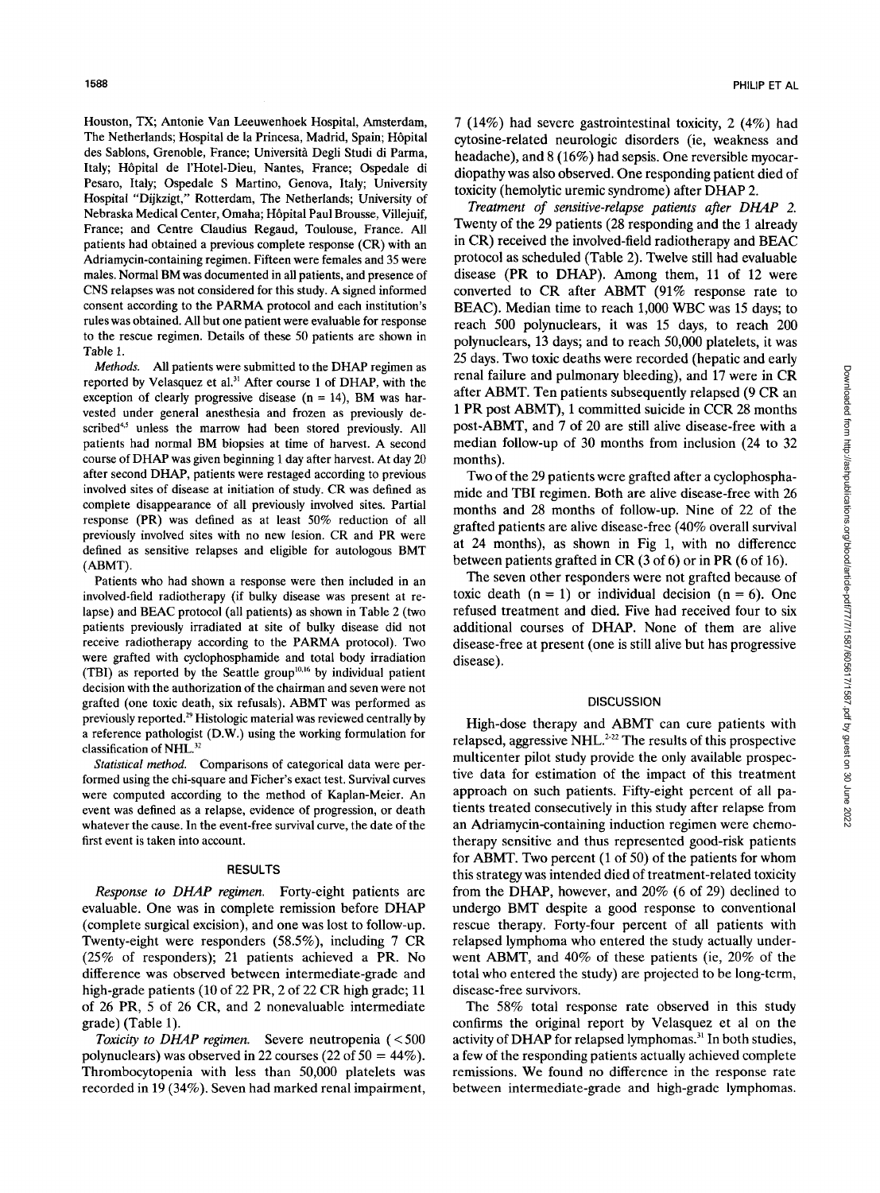Houston, TX; Antonie Van Leeuwenhoek Hospital, Amsterdam, The Netherlands; Hospital de la Princesa, Madrid, Spain; Hôpital des Sablons, Grenoble, France; Università Degli Studi di Parma, Italy; Hôpital de l'Hotel-Dieu, Nantes, France; Ospedale di Pesaro, Italy; Ospedale S Martino, Genova, Italy; University Hospital "Dijkzigt," Rotterdam, The Netherlands; University of Nebraska Medical Center, Omaha; Hôpital Paul Brousse, Villejuif, France; and Centre Claudius Regaud, Toulouse, France. All patients had obtained a previous complete response (CR) with an Adriamycin-containing regimen. Fifteen were females and 35 were males. Normal BM was documented in all patients, and presence of CNS relapses was not considered for this study. A signed informed consent according to the PARMA protocol and each institution's rules was obtained. All but one patient were evaluable for response to the rescue regimen. Details of these 50 patients are shown in Table 1.

*Methods.* All patients were submitted to the DHAP regimen as reported by Velasquez et al.[31] After course 1 of DHAP, with the exception of clearly progressive disease (n = 14), BM was harvested under general anesthesia and frozen as previously described[4,5] unless the marrow had been stored previously. All patients had normal BM biopsies at time of harvest. A second course of DHAP was given beginning 1 day after harvest. At day 20 after second DHAP, patients were restaged according to previous involved sites of disease at initiation of study. CR was defined as complete disappearance of all previously involved sites. Partial response (PR) was defined as at least 50% reduction of all previously involved sites with no new lesion. CR and PR were defined as sensitive relapses and eligible for autologous BMT (ABMT).

Patients who had shown a response were then included in an involved-field radiotherapy (if bulky disease was present at relapse) and BEAC protocol (all patients) as shown in Table 2 (two patients previously irradiated at site of bulky disease did not receive radiotherapy according to the PARMA protocol). Two were grafted with cyclophosphamide and total body irradiation (TBI) as reported by the Seattle group[10,16] by individual patient decision with the authorization of the chairman and seven were not grafted (one toxic death, six refusals). ABMT was performed as previously reported.[29] Histologic material was reviewed centrally by a reference pathologist (D.W.) using the working formulation for classification of NHL.[32]

*Statistical method.* Comparisons of categorical data were performed using the chi-square and Ficher's exact test. Survival curves were computed according to the method of Kaplan-Meier. An event was defined as a relapse, evidence of progression, or death whatever the cause. In the event-free survival curve, the date of the first event is taken into account.

## RESULTS

*Response to DHAP regimen.* Forty-eight patients are evaluable. One was in complete remission before DHAP (complete surgical excision), and one was lost to follow-up. Twenty-eight were responders (58.5%), including 7 CR (25% of responders); 21 patients achieved a PR. No difference was observed between intermediate-grade and high-grade patients (10 of 22 PR, 2 of 22 CR high grade; 11 of 26 PR, 5 of 26 CR, and 2 nonevaluable intermediate grade) (Table 1).

*Toxicity to DHAP regimen.* Severe neutropenia (<500 polynuclears) was observed in 22 courses (22 of 50 = 44%). Thrombocytopenia with less than 50,000 platelets was recorded in 19 (34%). Seven had marked renal impairment, 7 (14%) had severe gastrointestinal toxicity, 2 (4%) had cytosine-related neurologic disorders (ie, weakness and headache), and 8 (16%) had sepsis. One reversible myocardiopathy was also observed. One responding patient died of toxicity (hemolytic uremic syndrome) after DHAP 2.

*Treatment of sensitive-relapse patients after DHAP 2.* Twenty of the 29 patients (28 responding and the 1 already in CR) received the involved-field radiotherapy and BEAC protocol as scheduled (Table 2). Twelve still had evaluable disease (PR to DHAP). Among them, 11 of 12 were converted to CR after ABMT (91% response rate to BEAC). Median time to reach 1,000 WBC was 15 days; to reach 500 polynuclears, it was 15 days, to reach 200 polynuclears, 13 days; and to reach 50,000 platelets, it was 25 days. Two toxic deaths were recorded (hepatic and early renal failure and pulmonary bleeding), and 17 were in CR after ABMT. Ten patients subsequently relapsed (9 CR an 1 PR post ABMT), 1 committed suicide in CCR 28 months post-ABMT, and 7 of 20 are still alive disease-free with a median follow-up of 30 months from inclusion (24 to 32 months).

Two of the 29 patients were grafted after a cyclophosphamide and TBI regimen. Both are alive disease-free with 26 months and 28 months of follow-up. Nine of 22 of the grafted patients are alive disease-free (40% overall survival at 24 months), as shown in Fig 1, with no difference between patients grafted in CR (3 of 6) or in PR (6 of 16).

The seven other responders were not grafted because of toxic death (n = 1) or individual decision (n = 6). One refused treatment and died. Five had received four to six additional courses of DHAP. None of them are alive disease-free at present (one is still alive but has progressive disease).

## DISCUSSION

High-dose therapy and ABMT can cure patients with relapsed, aggressive NHL.[2-22] The results of this prospective multicenter pilot study provide the only available prospective data for estimation of the impact of this treatment approach on such patients. Fifty-eight percent of all patients treated consecutively in this study after relapse from an Adriamycin-containing induction regimen were chemotherapy sensitive and thus represented good-risk patients for ABMT. Two percent (1 of 50) of the patients for whom this strategy was intended died of treatment-related toxicity from the DHAP, however, and 20% (6 of 29) declined to undergo BMT despite a good response to conventional rescue therapy. Forty-four percent of all patients with relapsed lymphoma who entered the study actually underwent ABMT, and 40% of these patients (ie, 20% of the total who entered the study) are projected to be long-term, disease-free survivors.

The 58% total response rate observed in this study confirms the original report by Velasquez et al on the activity of DHAP for relapsed lymphomas.[31] In both studies, a few of the responding patients actually achieved complete remissions. We found no difference in the response rate between intermediate-grade and high-grade lymphomas.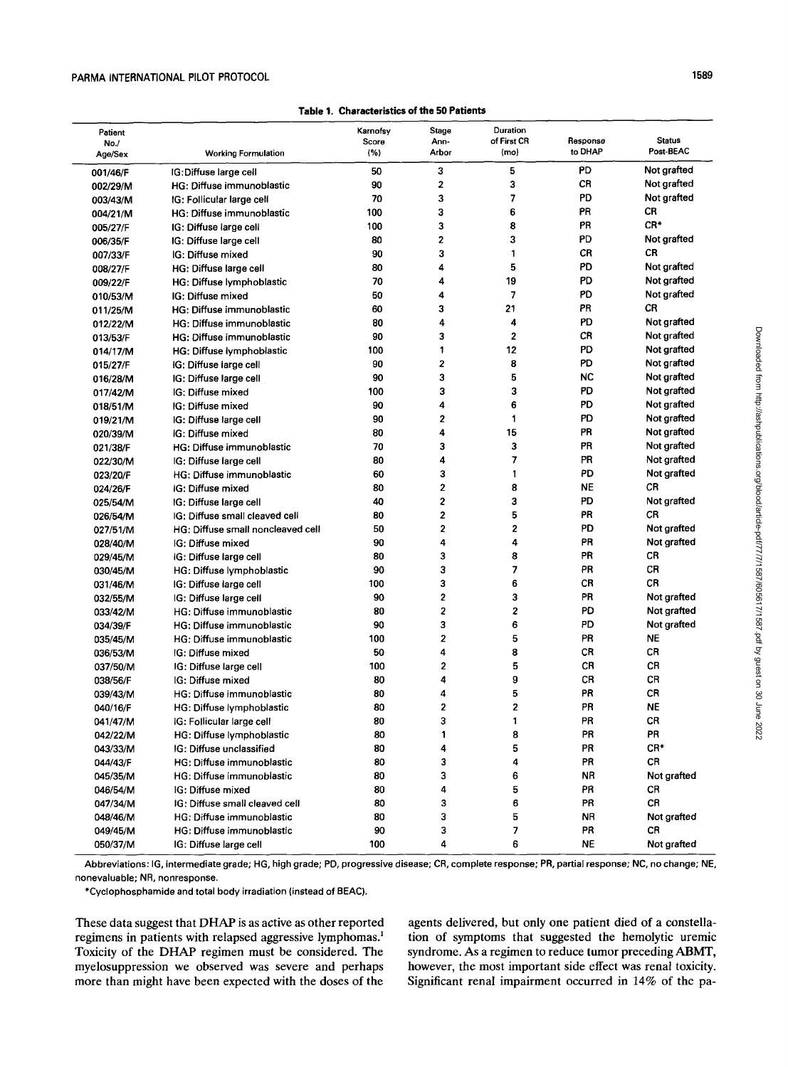**Table 1. Characteristics of the 50 Patients**

| Patient No./ Age/Sex | Working Formulation | Karnofsy Score (%) | Stage Ann-Arbor | Duration of First CR (mo) | Response to DHAP | Status Post-BEAC |
|---|---|---|---|---|---|---|
| 001/46/F | IG:Diffuse large cell | 50 | 3 | 5 | PD | Not grafted |
| 002/29/M | HG: Diffuse immunoblastic | 90 | 2 | 3 | CR | Not grafted |
| 003/43/M | IG: Follicular large cell | 70 | 3 | 7 | PD | Not grafted |
| 004/21/M | HG: Diffuse immunoblastic | 100 | 3 | 6 | PR | CR |
| 005/27/F | IG: Diffuse large cell | 100 | 3 | 8 | PR | CR* |
| 006/35/F | IG: Diffuse large cell | 80 | 2 | 3 | PD | Not grafted |
| 007/33/F | IG: Diffuse mixed | 90 | 3 | 1 | CR | CR |
| 008/27/F | HG: Diffuse large cell | 80 | 4 | 5 | PD | Not grafted |
| 009/22/F | HG: Diffuse lymphoblastic | 70 | 4 | 19 | PD | Not grafted |
| 010/53/M | IG: Diffuse mixed | 50 | 4 | 7 | PD | Not grafted |
| 011/25/M | HG: Diffuse immunoblastic | 60 | 3 | 21 | PR | CR |
| 012/22/M | HG: Diffuse immunoblastic | 80 | 4 | 4 | PD | Not grafted |
| 013/53/F | HG: Diffuse immunoblastic | 90 | 3 | 2 | CR | Not grafted |
| 014/17/M | HG: Diffuse lymphoblastic | 100 | 1 | 12 | PD | Not grafted |
| 015/27/F | IG: Diffuse large cell | 90 | 2 | 8 | PD | Not grafted |
| 016/28/M | IG: Diffuse large cell | 90 | 3 | 5 | NC | Not grafted |
| 017/42/M | IG: Diffuse mixed | 100 | 3 | 3 | PD | Not grafted |
| 018/51/M | IG: Diffuse mixed | 90 | 4 | 6 | PD | Not grafted |
| 019/21/M | IG: Diffuse large cell | 90 | 2 | 1 | PD | Not grafted |
| 020/39/M | IG: Diffuse mixed | 80 | 4 | 15 | PR | Not grafted |
| 021/38/F | HG: Diffuse immunoblastic | 70 | 3 | 3 | PR | Not grafted |
| 022/30/M | IG: Diffuse large cell | 80 | 4 | 7 | PR | Not grafted |
| 023/20/F | HG: Diffuse immunoblastic | 60 | 3 | 1 | PD | Not grafted |
| 024/26/F | IG: Diffuse mixed | 80 | 2 | 8 | NE | CR |
| 025/54/M | IG: Diffuse large cell | 40 | 2 | 3 | PD | Not grafted |
| 026/54/M | IG: Diffuse small cleaved cell | 80 | 2 | 5 | PR | CR |
| 027/51/M | HG: Diffuse small noncleaved cell | 50 | 2 | 2 | PD | Not grafted |
| 028/40/M | IG: Diffuse mixed | 90 | 4 | 4 | PR | Not grafted |
| 029/45/M | IG: Diffuse large cell | 80 | 3 | 8 | PR | CR |
| 030/45/M | HG: Diffuse lymphoblastic | 90 | 3 | 7 | PR | CR |
| 031/46/M | IG: Diffuse large cell | 100 | 3 | 6 | CR | CR |
| 032/55/M | IG: Diffuse large cell | 90 | 2 | 3 | PR | Not grafted |
| 033/42/M | HG: Diffuse immunoblastic | 80 | 2 | 2 | PD | Not grafted |
| 034/39/F | HG: Diffuse immunoblastic | 90 | 3 | 6 | PD | Not grafted |
| 035/45/M | HG: Diffuse immunoblastic | 100 | 2 | 5 | PR | NE |
| 036/53/M | IG: Diffuse mixed | 50 | 4 | 8 | CR | CR |
| 037/50/M | IG: Diffuse large cell | 100 | 2 | 5 | CR | CR |
| 038/56/F | IG: Diffuse mixed | 80 | 4 | 9 | CR | CR |
| 039/43/M | HG: Diffuse immunoblastic | 80 | 4 | 5 | PR | CR |
| 040/16/F | HG: Diffuse lymphoblastic | 80 | 2 | 2 | PR | NE |
| 041/47/M | IG: Follicular large cell | 80 | 3 | 1 | PR | CR |
| 042/22/M | HG: Diffuse lymphoblastic | 80 | 1 | 8 | PR | PR |
| 043/33/M | IG: Diffuse unclassified | 80 | 4 | 5 | PR | CR* |
| 044/43/F | HG: Diffuse immunoblastic | 80 | 3 | 4 | PR | CR |
| 045/35/M | HG: Diffuse immunoblastic | 80 | 3 | 6 | NR | Not grafted |
| 046/54/M | IG: Diffuse mixed | 80 | 4 | 5 | PR | CR |
| 047/34/M | IG: Diffuse small cleaved cell | 80 | 3 | 6 | PR | CR |
| 048/46/M | HG: Diffuse immunoblastic | 80 | 3 | 5 | NR | Not grafted |
| 049/45/M | HG: Diffuse immunoblastic | 90 | 3 | 7 | PR | CR |
| 050/37/M | IG: Diffuse large cell | 100 | 4 | 6 | NE | Not grafted |

Abbreviations: IG, intermediate grade; HG, high grade; PD, progressive disease; CR, complete response; PR, partial response; NC, no change; NE, nonevaluable; NR, nonresponse.

*Cyclophosphamide and total body irradiation (instead of BEAC).

These data suggest that DHAP is as active as other reported regimens in patients with relapsed aggressive lymphomas.[1] Toxicity of the DHAP regimen must be considered. The myelosuppression we observed was severe and perhaps more than might have been expected with the doses of the agents delivered, but only one patient died of a constellation of symptoms that suggested the hemolytic uremic syndrome. As a regimen to reduce tumor preceding ABMT, however, the most important side effect was renal toxicity. Significant renal impairment occurred in 14% of the pa-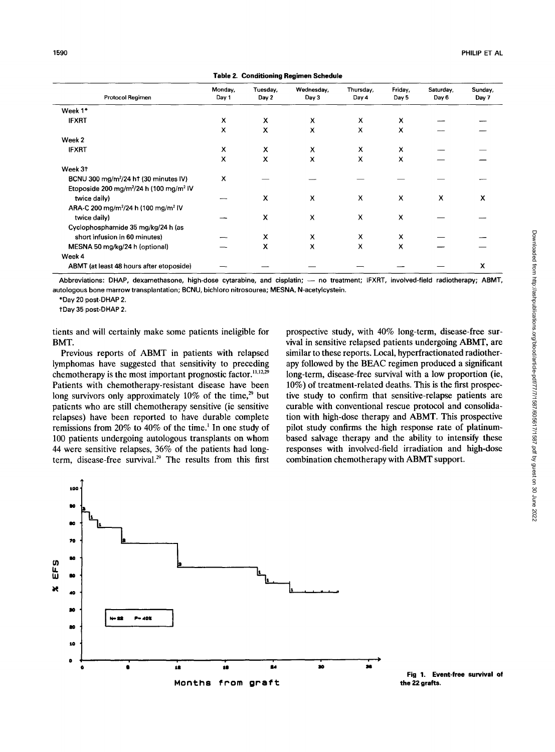Table 2. Conditioning Regimen Schedule

| Protocol Regimen | Monday, Day 1 | Tuesday, Day 2 | Wednesday, Day 3 | Thursday, Day 4 | Friday, Day 5 | Saturday, Day 6 | Sunday, Day 7 |
|---|---|---|---|---|---|---|---|
| Week 1* | | | | | | | |
| IFXRT | X | X | X | X | X | — | — |
| | X | X | X | X | X | — | — |
| Week 2 | | | | | | | |
| IFXRT | X | X | X | X | X | — | — |
| | X | X | X | X | X | — | — |
| Week 3† | | | | | | | |
| BCNU 300 mg/m²/24 h† (30 minutes IV) | X | — | — | — | — | — | — |
| Etoposide 200 mg/m²/24 h (100 mg/m² IV twice daily) | — | X | X | X | X | X | X |
| ARA-C 200 mg/m²/24 h (100 mg/m² IV twice daily) | — | X | X | X | X | — | — |
| Cyclophosphamide 35 mg/kg/24 h (as short infusion in 60 minutes) | — | X | X | X | X | — | — |
| MESNA 50 mg/kg/24 h (optional) | — | X | X | X | X | — | — |
| Week 4 | | | | | | | |
| ABMT (at least 48 hours after etoposide) | — | — | — | — | — | — | X |

Abbreviations: DHAP, dexamethasone, high-dose cytarabine, and cisplatin; — no treatment; IFXRT, involved-field radiotherapy; ABMT, autologous bone marrow transplantation; BCNU, bichloro nitrosourea; MESNA, N-acetylcystein.

*Day 20 post-DHAP 2.

†Day 35 post-DHAP 2.

tients and will certainly make some patients ineligible for BMT.

Previous reports of ABMT in patients with relapsed lymphomas have suggested that sensitivity to preceding chemotherapy is the most important prognostic factor.[11,12,29] Patients with chemotherapy-resistant disease have been long survivors only approximately 10% of the time,[29] but patients who are still chemotherapy sensitive (ie sensitive relapses) have been reported to have durable complete remissions from 20% to 40% of the time.[1] In one study of 100 patients undergoing autologous transplants on whom 44 were sensitive relapses, 36% of the patients had long-term, disease-free survival.[29] The results from this first prospective study, with 40% long-term, disease-free survival in sensitive relapsed patients undergoing ABMT, are similar to these reports. Local, hyperfractionated radiotherapy followed by the BEAC regimen produced a significant long-term, disease-free survival with a low proportion (ie, 10%) of treatment-related deaths. This is the first prospective study to confirm that sensitive-relapse patients are curable with conventional rescue protocol and consolidation with high-dose therapy and ABMT. This prospective pilot study confirms the high response rate of platinum-based salvage therapy and the ability to intensify these responses with involved-field irradiation and high-dose combination chemotherapy with ABMT support.

Fig 1. Event-free survival of the 22 grafts.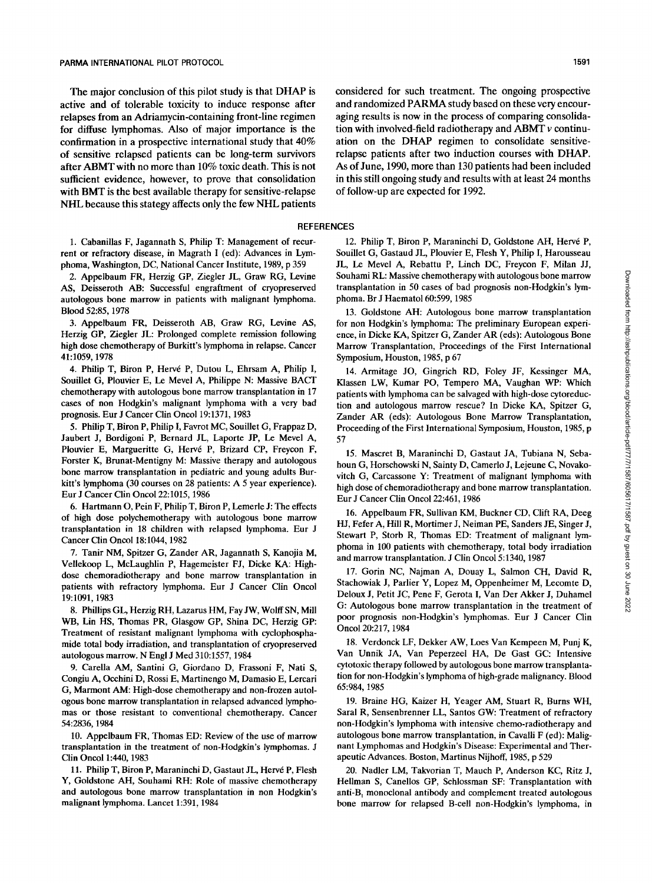The major conclusion of this pilot study is that DHAP is active and of tolerable toxicity to induce response after relapses from an Adriamycin-containing front-line regimen for diffuse lymphomas. Also of major importance is the confirmation in a prospective international study that 40% of sensitive relapsed patients can be long-term survivors after ABMT with no more than 10% toxic death. This is not sufficient evidence, however, to prove that consolidation with BMT is the best available therapy for sensitive-relapse NHL because this stategy affects only the few NHL patients considered for such treatment. The ongoing prospective and randomized PARMA study based on these very encouraging results is now in the process of comparing consolidation with involved-field radiotherapy and ABMT *v* continuation on the DHAP regimen to consolidate sensitive-relapse patients after two induction courses with DHAP. As of June, 1990, more than 130 patients had been included in this still ongoing study and results with at least 24 months of follow-up are expected for 1992.

## REFERENCES

1. Cabanillas F, Jagannath S, Philip T: Management of recurrent or refractory disease, in Magrath I (ed): Advances in Lymphoma, Washington, DC, National Cancer Institute, 1989, p 359

2. Appelbaum FR, Herzig GP, Ziegler JL, Graw RG, Levine AS, Deisseroth AB: Successful engraftment of cryopreserved autologous bone marrow in patients with malignant lymphoma. Blood 52:85, 1978

3. Appelbaum FR, Deisseroth AB, Graw RG, Levine AS, Herzig GP, Ziegler JL: Prolonged complete remission following high dose chemotherapy of Burkitt's lymphoma in relapse. Cancer 41:1059, 1978

4. Philip T, Biron P, Hervé P, Dutou L, Ehrsam A, Philip I, Souillet G, Plouvier E, Le Mevel A, Philippe N: Massive BACT chemotherapy with autologous bone marrow transplantation in 17 cases of non Hodgkin's malignant lymphoma with a very bad prognosis. Eur J Cancer Clin Oncol 19:1371, 1983

5. Philip T, Biron P, Philip I, Favrot MC, Souillet G, Frappaz D, Jaubert J, Bordigoni P, Bernard JL, Laporte JP, Le Mevel A, Plouvier E, Margueritte G, Hervé P, Brizard CP, Freycon F, Forster K, Brunat-Mentigny M: Massive therapy and autologous bone marrow transplantation in pediatric and young adults Burkitt's lymphoma (30 courses on 28 patients: A 5 year experience). Eur J Cancer Clin Oncol 22:1015, 1986

6. Hartmann O, Pein F, Philip T, Biron P, Lemerle J: The effects of high dose polychemotherapy with autologous bone marrow transplantation in 18 children with relapsed lymphoma. Eur J Cancer Clin Oncol 18:1044, 1982

7. Tanir NM, Spitzer G, Zander AR, Jagannath S, Kanojia M, Vellekoop L, McLaughlin P, Hagemeister FJ, Dicke KA: High-dose chemoradiotherapy and bone marrow transplantation in patients with refractory lymphoma. Eur J Cancer Clin Oncol 19:1091, 1983

8. Phillips GL, Herzig RH, Lazarus HM, Fay JW, Wolff SN, Mill WB, Lin HS, Thomas PR, Glasgow GP, Shina DC, Herzig GP: Treatment of resistant malignant lymphoma with cyclophosphamide total body irradiation, and transplantation of cryopreserved autologous marrow. N Engl J Med 310:1557, 1984

9. Carella AM, Santini G, Giordano D, Frassoni F, Nati S, Congiu A, Occhini D, Rossi E, Martinengo M, Damasio E, Lercari G, Marmont AM: High-dose chemotherapy and non-frozen autologous bone marrow transplantation in relapsed advanced lymphomas or those resistant to conventional chemotherapy. Cancer 54:2836, 1984

10. Appelbaum FR, Thomas ED: Review of the use of marrow transplantation in the treatment of non-Hodgkin's lymphomas. J Clin Oncol 1:440, 1983

11. Philip T, Biron P, Maraninchi D, Gastaut JL, Hervé P, Flesh Y, Goldstone AH, Souhami RH: Role of massive chemotherapy and autologous bone marrow transplantation in non Hodgkin's malignant lymphoma. Lancet 1:391, 1984

12. Philip T, Biron P, Maraninchi D, Goldstone AH, Hervé P, Souillet G, Gastaud JL, Plouvier E, Flesh Y, Philip I, Harousseau JL, Le Mevel A, Rebattu P, Linch DC, Freycon F, Milan JJ, Souhami RL: Massive chemotherapy with autologous bone marrow transplantation in 50 cases of bad prognosis non-Hodgkin's lymphoma. Br J Haematol 60:599, 1985

13. Goldstone AH: Autologous bone marrow transplantation for non Hodgkin's lymphoma: The preliminary European experience, in Dicke KA, Spitzer G, Zander AR (eds): Autologous Bone Marrow Transplantation, Proceedings of the First International Symposium, Houston, 1985, p 67

14. Armitage JO, Gingrich RD, Foley JF, Kessinger MA, Klassen LW, Kumar PO, Tempero MA, Vaughan WP: Which patients with lymphoma can be salvaged with high-dose cytoreduction and autologous marrow rescue? In Dicke KA, Spitzer G, Zander AR (eds): Autologous Bone Marrow Transplantation, Proceeding of the First International Symposium, Houston, 1985, p 57

15. Mascret B, Maraninchi D, Gastaut JA, Tubiana N, Sebahoun G, Horschowski N, Sainty D, Camerlo J, Lejeune C, Novakovitch G, Carcassone Y: Treatment of malignant lymphoma with high dose of chemoradiotherapy and bone marrow transplantation. Eur J Cancer Clin Oncol 22:461, 1986

16. Appelbaum FR, Sullivan KM, Buckner CD, Clift RA, Deeg HJ, Fefer A, Hill R, Mortimer J, Neiman PE, Sanders JE, Singer J, Stewart P, Storb R, Thomas ED: Treatment of malignant lymphoma in 100 patients with chemotherapy, total body irradiation and marrow transplantation. J Clin Oncol 5:1340, 1987

17. Gorin NC, Najman A, Douay L, Salmon CH, David R, Stachowiak J, Parlier Y, Lopez M, Oppenheimer M, Lecomte D, Deloux J, Petit JC, Pene F, Gerota I, Van Der Akker J, Duhamel G: Autologous bone marrow transplantation in the treatment of poor prognosis non-Hodgkin's lymphomas. Eur J Cancer Clin Oncol 20:217, 1984

18. Verdonck LF, Dekker AW, Loes Van Kempeen M, Punj K, Van Unnik JA, Van Peperzeel HA, De Gast GC: Intensive cytotoxic therapy followed by autologous bone marrow transplantation for non-Hodgkin's lymphoma of high-grade malignancy. Blood 65:984, 1985

19. Braine HG, Kaizer H, Yeager AM, Stuart R, Burns WH, Saral R, Sensenbrenner LL, Santos GW: Treatment of refractory non-Hodgkin's lymphoma with intensive chemo-radiotherapy and autologous bone marrow transplantation, in Cavalli F (ed): Malignant Lymphomas and Hodgkin's Disease: Experimental and Therapeutic Advances. Boston, Martinus Nijhoff, 1985, p 529

20. Nadler LM, Takvorian T, Mauch P, Anderson KC, Ritz J, Hellman S, Canellos GP, Schlossman SF: Transplantation with anti-B, monoclonal antibody and complement treated autologous bone marrow for relapsed B-cell non-Hodgkin's lymphoma, in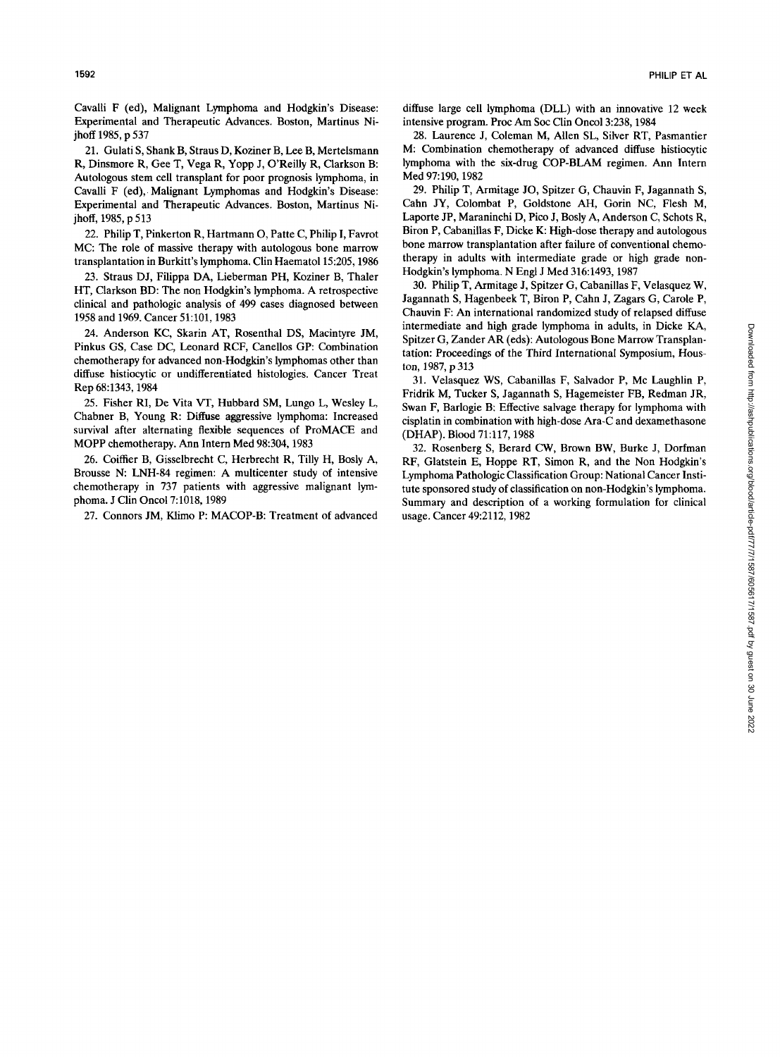Cavalli F (ed), Malignant Lymphoma and Hodgkin's Disease: Experimental and Therapeutic Advances. Boston, Martinus Nijhoff 1985, p 537

21. Gulati S, Shank B, Straus D, Koziner B, Lee B, Mertelsmann R, Dinsmore R, Gee T, Vega R, Yopp J, O'Reilly R, Clarkson B: Autologous stem cell transplant for poor prognosis lymphoma, in Cavalli F (ed), Malignant Lymphomas and Hodgkin's Disease: Experimental and Therapeutic Advances. Boston, Martinus Nijhoff, 1985, p 513

22. Philip T, Pinkerton R, Hartmann O, Patte C, Philip I, Favrot MC: The role of massive therapy with autologous bone marrow transplantation in Burkitt's lymphoma. Clin Haematol 15:205, 1986

23. Straus DJ, Filippa DA, Lieberman PH, Koziner B, Thaler HT, Clarkson BD: The non Hodgkin's lymphoma. A retrospective clinical and pathologic analysis of 499 cases diagnosed between 1958 and 1969. Cancer 51:101, 1983

24. Anderson KC, Skarin AT, Rosenthal DS, Macintyre JM, Pinkus GS, Case DC, Leonard RCF, Canellos GP: Combination chemotherapy for advanced non-Hodgkin's lymphomas other than diffuse histiocytic or undifferentiated histologies. Cancer Treat Rep 68:1343, 1984

25. Fisher RI, De Vita VT, Hubbard SM, Lungo L, Wesley L, Chabner B, Young R: Diffuse aggressive lymphoma: Increased survival after alternating flexible sequences of ProMACE and MOPP chemotherapy. Ann Intern Med 98:304, 1983

26. Coiffier B, Gisselbrecht C, Herbrecht R, Tilly H, Bosly A, Brousse N: LNH-84 regimen: A multicenter study of intensive chemotherapy in 737 patients with aggressive malignant lymphoma. J Clin Oncol 7:1018, 1989

27. Connors JM, Klimo P: MACOP-B: Treatment of advanced diffuse large cell lymphoma (DLL) with an innovative 12 week intensive program. Proc Am Soc Clin Oncol 3:238, 1984

28. Laurence J, Coleman M, Allen SL, Silver RT, Pasmantier M: Combination chemotherapy of advanced diffuse histiocytic lymphoma with the six-drug COP-BLAM regimen. Ann Intern Med 97:190, 1982

29. Philip T, Armitage JO, Spitzer G, Chauvin F, Jagannath S, Cahn JY, Colombat P, Goldstone AH, Gorin NC, Flesh M, Laporte JP, Maraninchi D, Pico J, Bosly A, Anderson C, Schots R, Biron P, Cabanillas F, Dicke K: High-dose therapy and autologous bone marrow transplantation after failure of conventional chemotherapy in adults with intermediate grade or high grade non-Hodgkin's lymphoma. N Engl J Med 316:1493, 1987

30. Philip T, Armitage J, Spitzer G, Cabanillas F, Velasquez W, Jagannath S, Hagenbeek T, Biron P, Cahn J, Zagars G, Carole P, Chauvin F: An international randomized study of relapsed diffuse intermediate and high grade lymphoma in adults, in Dicke KA, Spitzer G, Zander AR (eds): Autologous Bone Marrow Transplantation: Proceedings of the Third International Symposium, Houston, 1987, p 313

31. Velasquez WS, Cabanillas F, Salvador P, Mc Laughlin P, Fridrik M, Tucker S, Jagannath S, Hagemeister FB, Redman JR, Swan F, Barlogie B: Effective salvage therapy for lymphoma with cisplatin in combination with high-dose Ara-C and dexamethasone (DHAP). Blood 71:117, 1988

32. Rosenberg S, Berard CW, Brown BW, Burke J, Dorfman RF, Glatstein E, Hoppe RT, Simon R, and the Non Hodgkin's Lymphoma Pathologic Classification Group: National Cancer Institute sponsored study of classification on non-Hodgkin's lymphoma. Summary and description of a working formulation for clinical usage. Cancer 49:2112, 1982